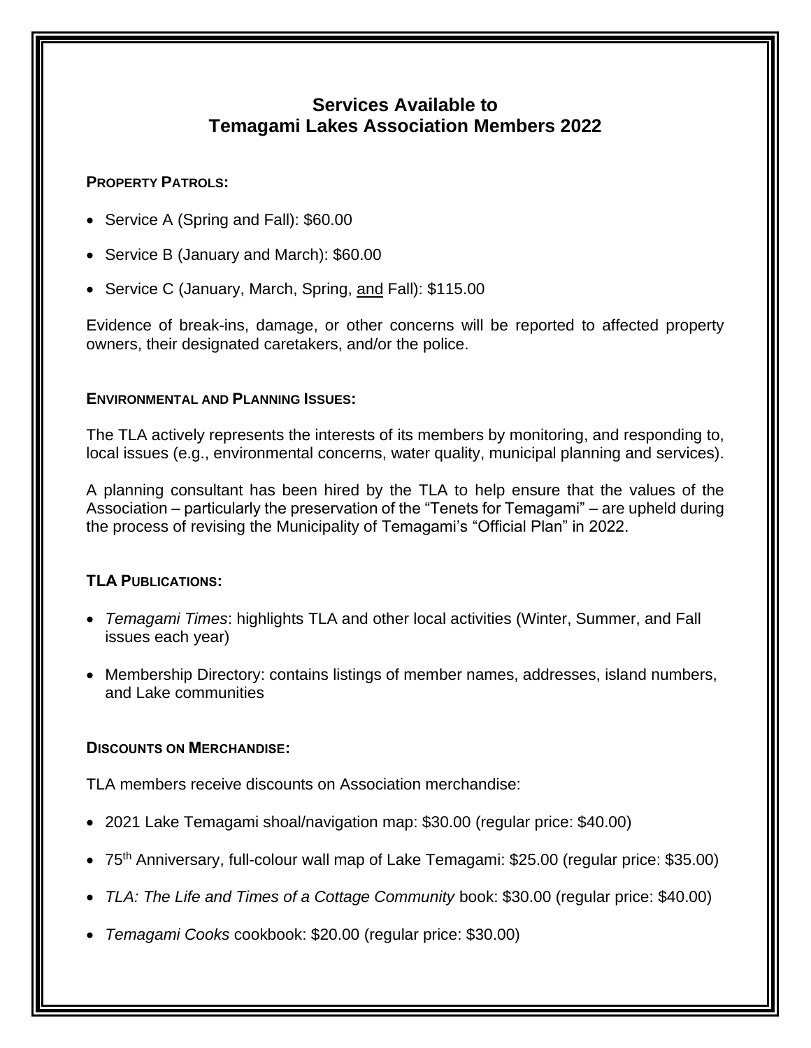# Services Available to Temagami Lakes Association Members 2022

## Property Patrols:

- Service A (Spring and Fall): $60.00
- Service B (January and March): $60.00
- Service C (January, March, Spring, and Fall): $115.00

Evidence of break-ins, damage, or other concerns will be reported to affected property owners, their designated caretakers, and/or the police.

## Environmental and Planning Issues:

The TLA actively represents the interests of its members by monitoring, and responding to, local issues (e.g., environmental concerns, water quality, municipal planning and services).

A planning consultant has been hired by the TLA to help ensure that the values of the Association – particularly the preservation of the "Tenets for Temagami" – are upheld during the process of revising the Municipality of Temagami's "Official Plan" in 2022.

## TLA Publications:

- *Temagami Times*: highlights TLA and other local activities (Winter, Summer, and Fall issues each year)
- Membership Directory: contains listings of member names, addresses, island numbers, and Lake communities

## Discounts on Merchandise:

TLA members receive discounts on Association merchandise:

- 2021 Lake Temagami shoal/navigation map: $30.00 (regular price: $40.00)
- 75th Anniversary, full-colour wall map of Lake Temagami: $25.00 (regular price: $35.00)
- *TLA: The Life and Times of a Cottage Community* book: $30.00 (regular price: $40.00)
- *Temagami Cooks* cookbook: $20.00 (regular price: $30.00)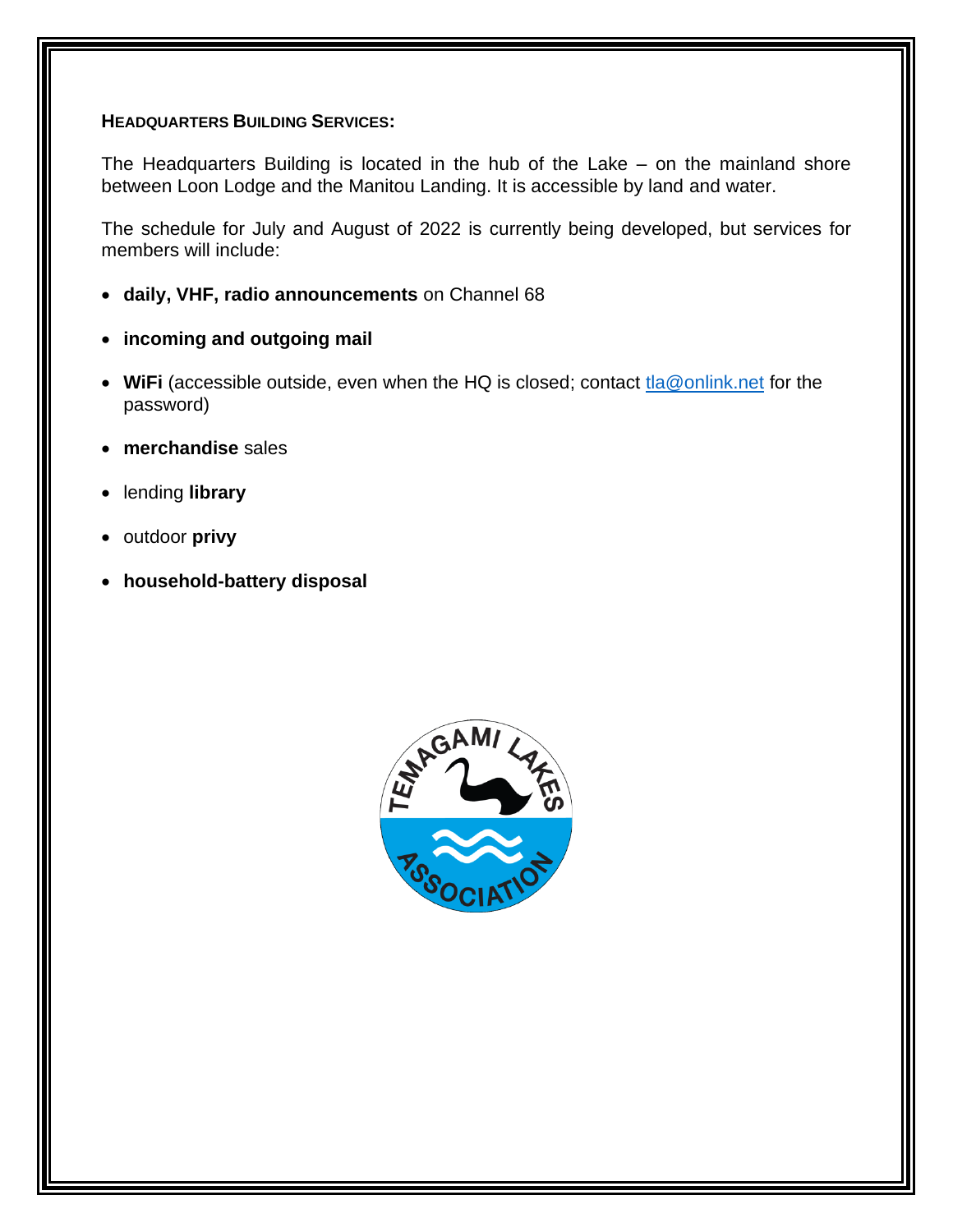**HEADQUARTERS BUILDING SERVICES:**

The Headquarters Building is located in the hub of the Lake – on the mainland shore between Loon Lodge and the Manitou Landing. It is accessible by land and water.

The schedule for July and August of 2022 is currently being developed, but services for members will include:

- **daily, VHF, radio announcements** on Channel 68
- **incoming and outgoing mail**
- **WiFi** (accessible outside, even when the HQ is closed; contact tla@onlink.net for the password)
- **merchandise** sales
- lending **library**
- outdoor **privy**
- **household-battery disposal**